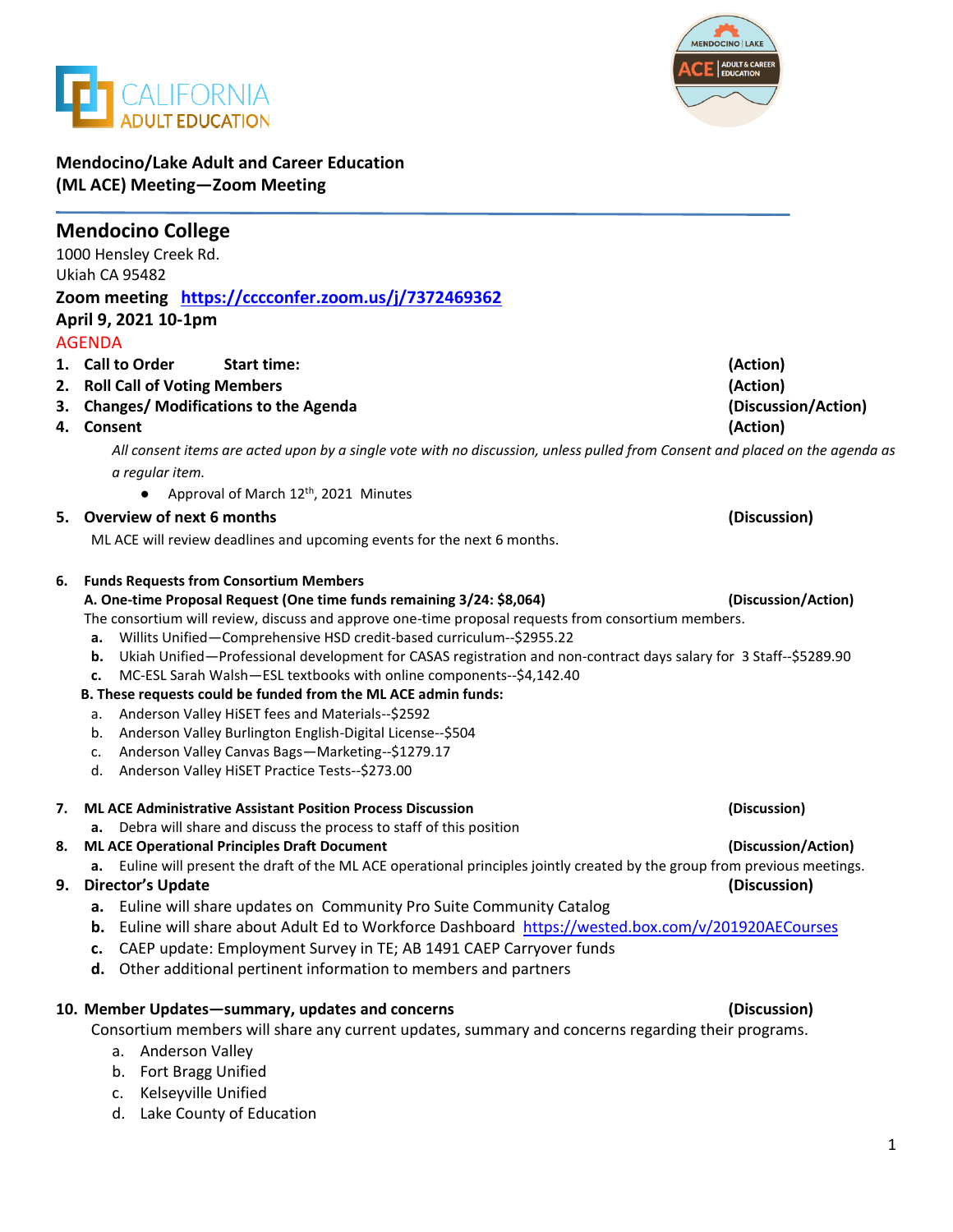CALIFORNIA ADULT EDUCATION

MENDOCINO | LAKE ACE | ADULT & CAREER EDUCATION

**Mendocino/Lake Adult and Career Education (ML ACE) Meeting—Zoom Meeting**

## Mendocino College

1000 Hensley Creek Rd.
Ukiah CA 95482

**Zoom meeting** [https://cccconfer.zoom.us/j/7372469362](https://cccconfer.zoom.us/j/7372469362)

**April 9, 2021 10-1pm**

AGENDA

1. **Call to Order Start time:** **(Action)**
2. **Roll Call of Voting Members** **(Action)**
3. **Changes/ Modifications to the Agenda** **(Discussion/Action)**
4. **Consent** **(Action)**

   *All consent items are acted upon by a single vote with no discussion, unless pulled from Consent and placed on the agenda as a regular item.*

   - Approval of March 12th, 2021 Minutes

5. **Overview of next 6 months** **(Discussion)**

   ML ACE will review deadlines and upcoming events for the next 6 months.

6. **Funds Requests from Consortium Members**

   **A. One-time Proposal Request (One time funds remaining 3/24: $8,064)** **(Discussion/Action)**

   The consortium will review, discuss and approve one-time proposal requests from consortium members.

   a. Willits Unified—Comprehensive HSD credit-based curriculum--$2955.22
   b. Ukiah Unified—Professional development for CASAS registration and non-contract days salary for 3 Staff--$5289.90
   c. MC-ESL Sarah Walsh—ESL textbooks with online components--$4,142.40

   **B. These requests could be funded from the ML ACE admin funds:**

   a. Anderson Valley HiSET fees and Materials--$2592
   b. Anderson Valley Burlington English-Digital License--$504
   c. Anderson Valley Canvas Bags—Marketing--$1279.17
   d. Anderson Valley HiSET Practice Tests--$273.00

7. **ML ACE Administrative Assistant Position Process Discussion** **(Discussion)**

   a. Debra will share and discuss the process to staff of this position

8. **ML ACE Operational Principles Draft Document** **(Discussion/Action)**

   a. Euline will present the draft of the ML ACE operational principles jointly created by the group from previous meetings.

9. **Director's Update** **(Discussion)**

   a. Euline will share updates on Community Pro Suite Community Catalog
   b. Euline will share about Adult Ed to Workforce Dashboard [https://wested.box.com/v/201920AECourses](https://wested.box.com/v/201920AECourses)
   c. CAEP update: Employment Survey in TE; AB 1491 CAEP Carryover funds
   d. Other additional pertinent information to members and partners

10. **Member Updates—summary, updates and concerns** **(Discussion)**

    Consortium members will share any current updates, summary and concerns regarding their programs.

    a. Anderson Valley
    b. Fort Bragg Unified
    c. Kelseyville Unified
    d. Lake County of Education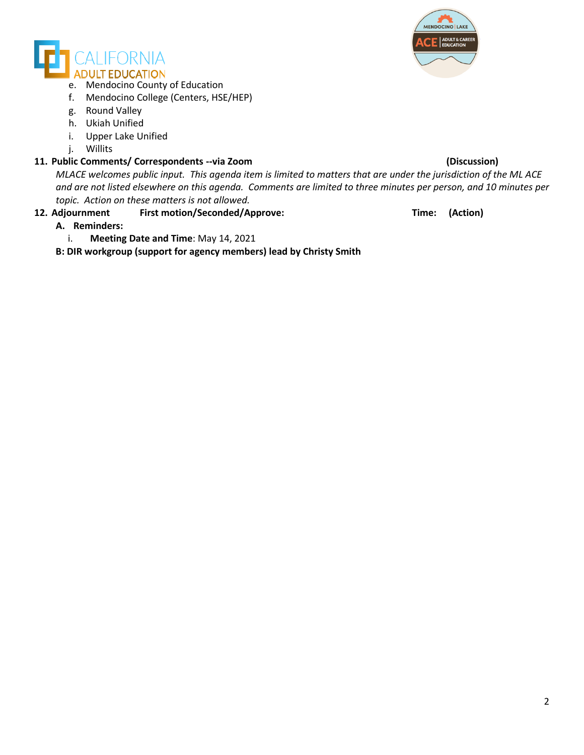e. Mendocino County of Education
f. Mendocino College (Centers, HSE/HEP)
g. Round Valley
h. Ukiah Unified
i. Upper Lake Unified
j. Willits

**11. Public Comments/ Correspondents --via Zoom** **(Discussion)**

*MLACE welcomes public input. This agenda item is limited to matters that are under the jurisdiction of the ML ACE and are not listed elsewhere on this agenda. Comments are limited to three minutes per person, and 10 minutes per topic. Action on these matters is not allowed.*

**12. Adjournment** **First motion/Seconded/Approve:** **Time:** **(Action)**

**A. Reminders:**

i. **Meeting Date and Time**: May 14, 2021

**B: DIR workgroup (support for agency members) lead by Christy Smith**